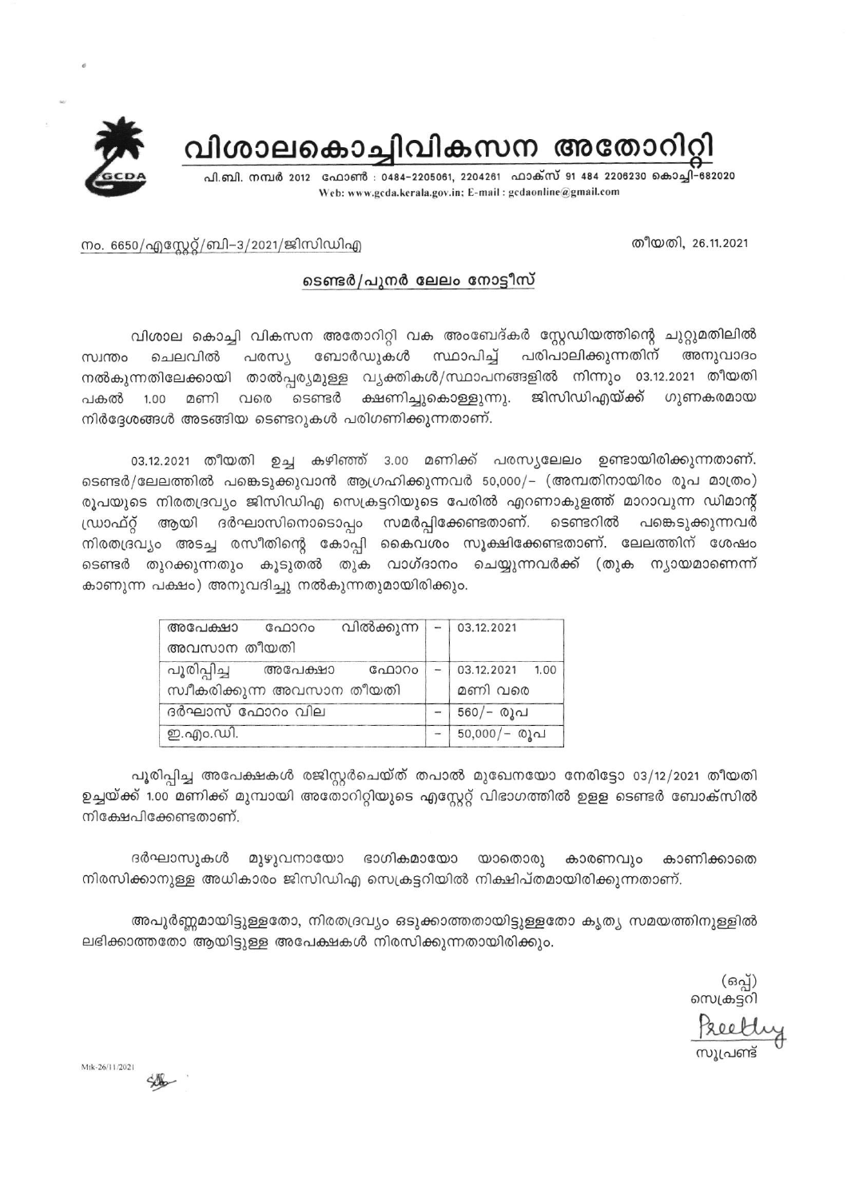# വിശാലകൊച്ചിവികസന അതോറിറ്റി

പി.ബി. നമ്പർ 2012 ഫോൺ : 0484-2205061, 2204261 ഫാക്സ് 91 484 2206230 കൊച്ചി-682020
Web: www.gcda.kerala.gov.in; E-mail : gcdaonline@gmail.com

നം. 6650/എസ്റ്റേറ്റ്/ബി-3/2021/ജിസിഡിഎ

തീയതി, 26.11.2021

## ടെണ്ടർ/പുനർ ലേലം നോട്ടീസ്

വിശാല കൊച്ചി വികസന അതോറിറ്റി വക അംബേദ്കർ സ്റ്റേഡിയത്തിന്റെ ചുറ്റുമതിലിൽ സ്വന്തം ചെലവിൽ പരസ്യ ബോർഡുകൾ സ്ഥാപിച്ച് പരിപാലിക്കുന്നതിന് അനുവാദം നൽകുന്നതിലേക്കായി താൽപ്പര്യമുള്ള വ്യക്തികൾ/സ്ഥാപനങ്ങളിൽ നിന്നും 03.12.2021 തീയതി പകൽ 1.00 മണി വരെ ടെണ്ടർ ക്ഷണിച്ചുകൊള്ളുന്നു. ജിസിഡിഎയ്ക്ക് ഗുണകരമായ നിർദ്ദേശങ്ങൾ അടങ്ങിയ ടെണ്ടറുകൾ പരിഗണിക്കുന്നതാണ്.

03.12.2021 തീയതി ഉച്ച കഴിഞ്ഞ് 3.00 മണിക്ക് പരസ്യലേലം ഉണ്ടായിരിക്കുന്നതാണ്. ടെണ്ടർ/ലേലത്തിൽ പങ്കെടുക്കുവാൻ ആഗ്രഹിക്കുന്നവർ 50,000/- (അമ്പതിനായിരം രൂപ മാത്രം) രൂപയുടെ നിരതദ്രവ്യം ജിസിഡിഎ സെക്രട്ടറിയുടെ പേരിൽ എറണാകുളത്ത് മാറാവുന്ന ഡിമാന്റ് ഡ്രാഫ്റ്റ് ആയി ദർഘാസിനൊടൊപ്പം സമർപ്പിക്കേണ്ടതാണ്. ടെണ്ടറിൽ പങ്കെടുക്കുന്നവർ നിരതദ്രവ്യം അടച്ച രസീതിന്റെ കോപ്പി കൈവശം സൂക്ഷിക്കേണ്ടതാണ്. ലേലത്തിന് ശേഷം ടെണ്ടർ തുറക്കുന്നതും കൂടുതൽ തുക വാഗ്ദാനം ചെയ്യുന്നവർക്ക് (തുക ന്യായമാണെന്ന് കാണുന്ന പക്ഷം) അനുവദിച്ചു നൽകുന്നതുമായിരിക്കും.

| | | |
|---|---|---|
| അപേക്ഷാ ഫോറം വിൽക്കുന്ന അവസാന തീയതി | - | 03.12.2021 |
| പൂരിപ്പിച്ച അപേക്ഷാ ഫോറം സ്വീകരിക്കുന്ന അവസാന തീയതി | - | 03.12.2021 1.00 മണി വരെ |
| ദർഘാസ് ഫോറം വില | - | 560/- രൂപ |
| ഇ.എം.ഡി. | - | 50,000/- രൂപ |

പൂരിപ്പിച്ച അപേക്ഷകൾ രജിസ്റ്റർചെയ്ത് തപാൽ മുഖേനയോ നേരിട്ടോ 03/12/2021 തീയതി ഉച്ചയ്ക്ക് 1.00 മണിക്ക് മുമ്പായി അതോറിറ്റിയുടെ എസ്റ്റേറ്റ് വിഭാഗത്തിൽ ഉള്ള ടെണ്ടർ ബോക്സിൽ നിക്ഷേപിക്കേണ്ടതാണ്.

ദർഘാസുകൾ മുഴുവനായോ ഭാഗികമായോ യാതൊരു കാരണവും കാണിക്കാതെ നിരസിക്കാനുള്ള അധികാരം ജിസിഡിഎ സെക്രട്ടറിയിൽ നിക്ഷിപ്തമായിരിക്കുന്നതാണ്.

അപൂർണ്ണമായിട്ടുള്ളതോ, നിരതദ്രവ്യം ഒടുക്കാത്തതായിട്ടുള്ളതോ കൃത്യ സമയത്തിനുള്ളിൽ ലഭിക്കാത്തതോ ആയിട്ടുള്ള അപേക്ഷകൾ നിരസിക്കുന്നതായിരിക്കും.

(ഒപ്പ്)
സെക്രട്ടറി

Preethy
സൂപ്രണ്ട്

Mtk-26/11/2021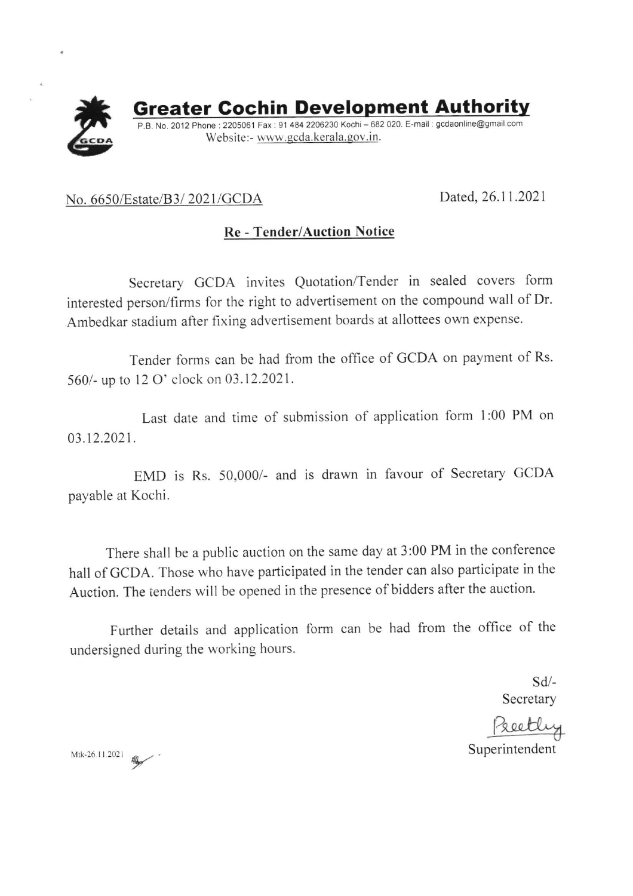# Greater Cochin Development Authority

P.B. No. 2012 Phone : 2205061 Fax : 91 484 2206230 Kochi – 682 020. E-mail : gcdaonline@gmail.com
Website:- www.gcda.kerala.gov.in.

No. 6650/Estate/B3/ 2021/GCDA Dated, 26.11.2021

## Re - Tender/Auction Notice

Secretary GCDA invites Quotation/Tender in sealed covers form interested person/firms for the right to advertisement on the compound wall of Dr. Ambedkar stadium after fixing advertisement boards at allottees own expense.

Tender forms can be had from the office of GCDA on payment of Rs. 560/- up to 12 O' clock on 03.12.2021.

Last date and time of submission of application form 1:00 PM on 03.12.2021.

EMD is Rs. 50,000/- and is drawn in favour of Secretary GCDA payable at Kochi.

There shall be a public auction on the same day at 3:00 PM in the conference hall of GCDA. Those who have participated in the tender can also participate in the Auction. The tenders will be opened in the presence of bidders after the auction.

Further details and application form can be had from the office of the undersigned during the working hours.

Sd/-
Secretary

Preethy
Superintendent

Mtk-26.11.2021